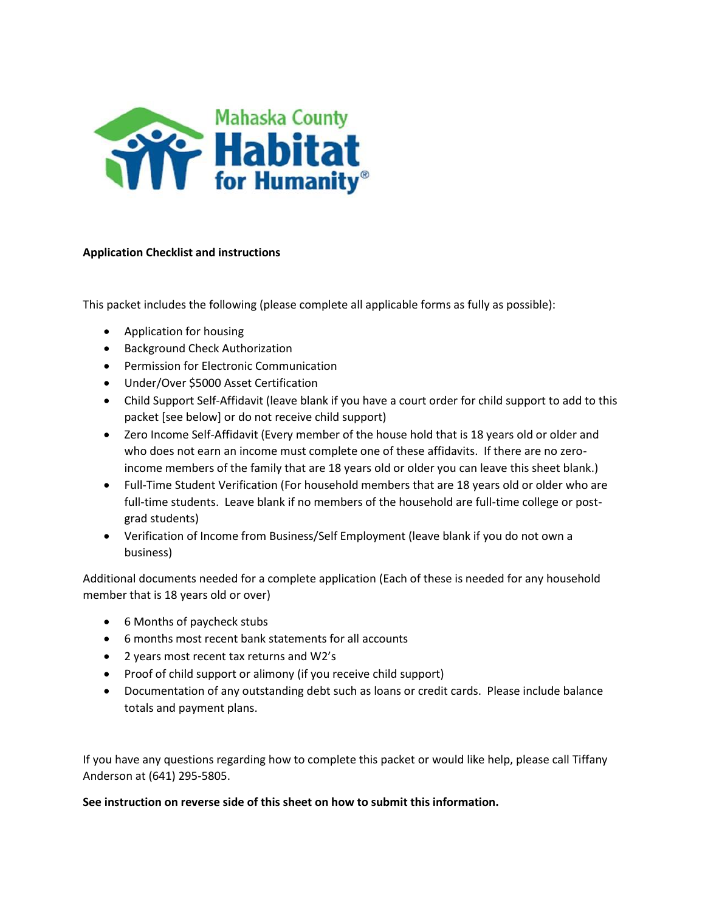Mahaska County Habitat for Humanity®

**Application Checklist and instructions**

This packet includes the following (please complete all applicable forms as fully as possible):

- Application for housing
- Background Check Authorization
- Permission for Electronic Communication
- Under/Over $5000 Asset Certification
- Child Support Self-Affidavit (leave blank if you have a court order for child support to add to this packet [see below] or do not receive child support)
- Zero Income Self-Affidavit (Every member of the house hold that is 18 years old or older and who does not earn an income must complete one of these affidavits. If there are no zero-income members of the family that are 18 years old or older you can leave this sheet blank.)
- Full-Time Student Verification (For household members that are 18 years old or older who are full-time students. Leave blank if no members of the household are full-time college or post-grad students)
- Verification of Income from Business/Self Employment (leave blank if you do not own a business)

Additional documents needed for a complete application (Each of these is needed for any household member that is 18 years old or over)

- 6 Months of paycheck stubs
- 6 months most recent bank statements for all accounts
- 2 years most recent tax returns and W2's
- Proof of child support or alimony (if you receive child support)
- Documentation of any outstanding debt such as loans or credit cards. Please include balance totals and payment plans.

If you have any questions regarding how to complete this packet or would like help, please call Tiffany Anderson at (641) 295-5805.

**See instruction on reverse side of this sheet on how to submit this information.**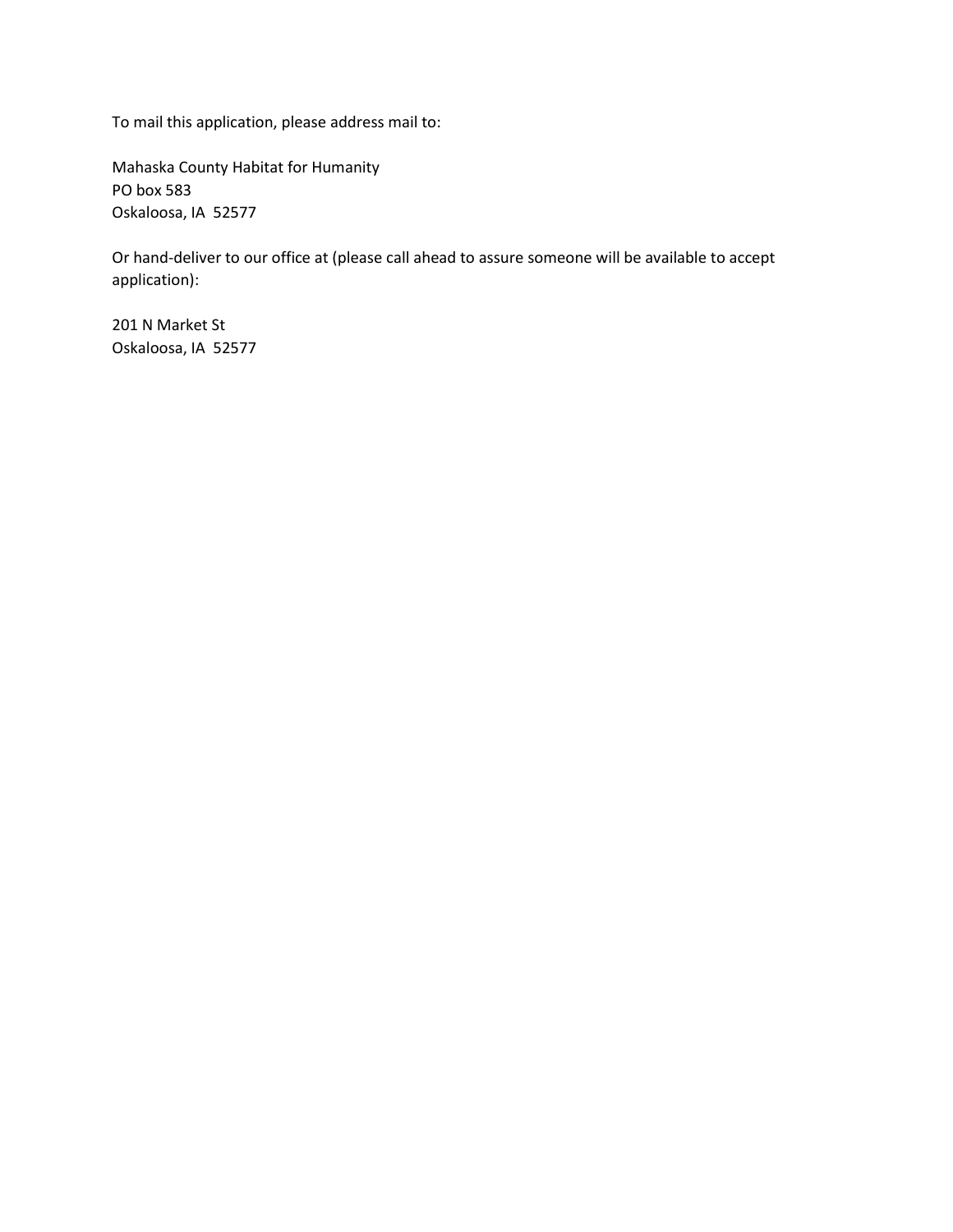To mail this application, please address mail to:

Mahaska County Habitat for Humanity  
PO box 583  
Oskaloosa, IA  52577

Or hand-deliver to our office at (please call ahead to assure someone will be available to accept application):

201 N Market St  
Oskaloosa, IA  52577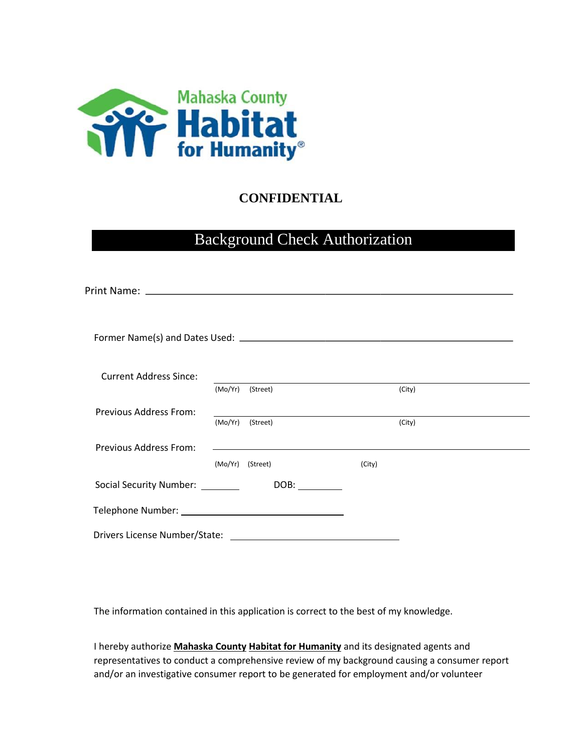Mahaska County Habitat for Humanity®

**CONFIDENTIAL**

## Background Check Authorization

Print Name: ______________________________________________________________

Former Name(s) and Dates Used: ______________________________________________

Current Address Since: ______________________________________________________
(Mo/Yr) (Street) (City)

Previous Address From: ______________________________________________________
(Mo/Yr) (Street) (City)

Previous Address From: ______________________________________________________
(Mo/Yr) (Street) (City)

Social Security Number: ________ DOB: _________

Telephone Number: ______________________________

Drivers License Number/State: ______________________________

The information contained in this application is correct to the best of my knowledge.

I hereby authorize **Mahaska County Habitat for Humanity** and its designated agents and representatives to conduct a comprehensive review of my background causing a consumer report and/or an investigative consumer report to be generated for employment and/or volunteer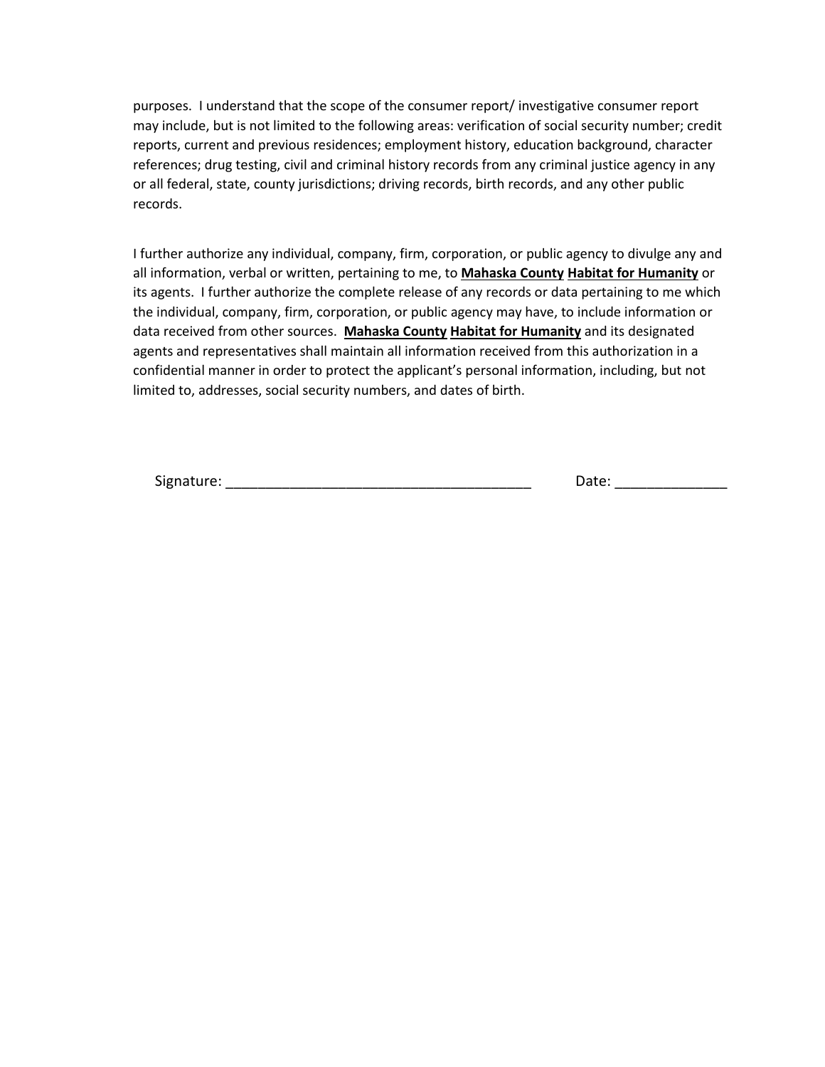purposes. I understand that the scope of the consumer report/ investigative consumer report may include, but is not limited to the following areas: verification of social security number; credit reports, current and previous residences; employment history, education background, character references; drug testing, civil and criminal history records from any criminal justice agency in any or all federal, state, county jurisdictions; driving records, birth records, and any other public records.

I further authorize any individual, company, firm, corporation, or public agency to divulge any and all information, verbal or written, pertaining to me, to **Mahaska County Habitat for Humanity** or its agents. I further authorize the complete release of any records or data pertaining to me which the individual, company, firm, corporation, or public agency may have, to include information or data received from other sources. **Mahaska County Habitat for Humanity** and its designated agents and representatives shall maintain all information received from this authorization in a confidential manner in order to protect the applicant's personal information, including, but not limited to, addresses, social security numbers, and dates of birth.

Signature: ______________________________________ Date: ______________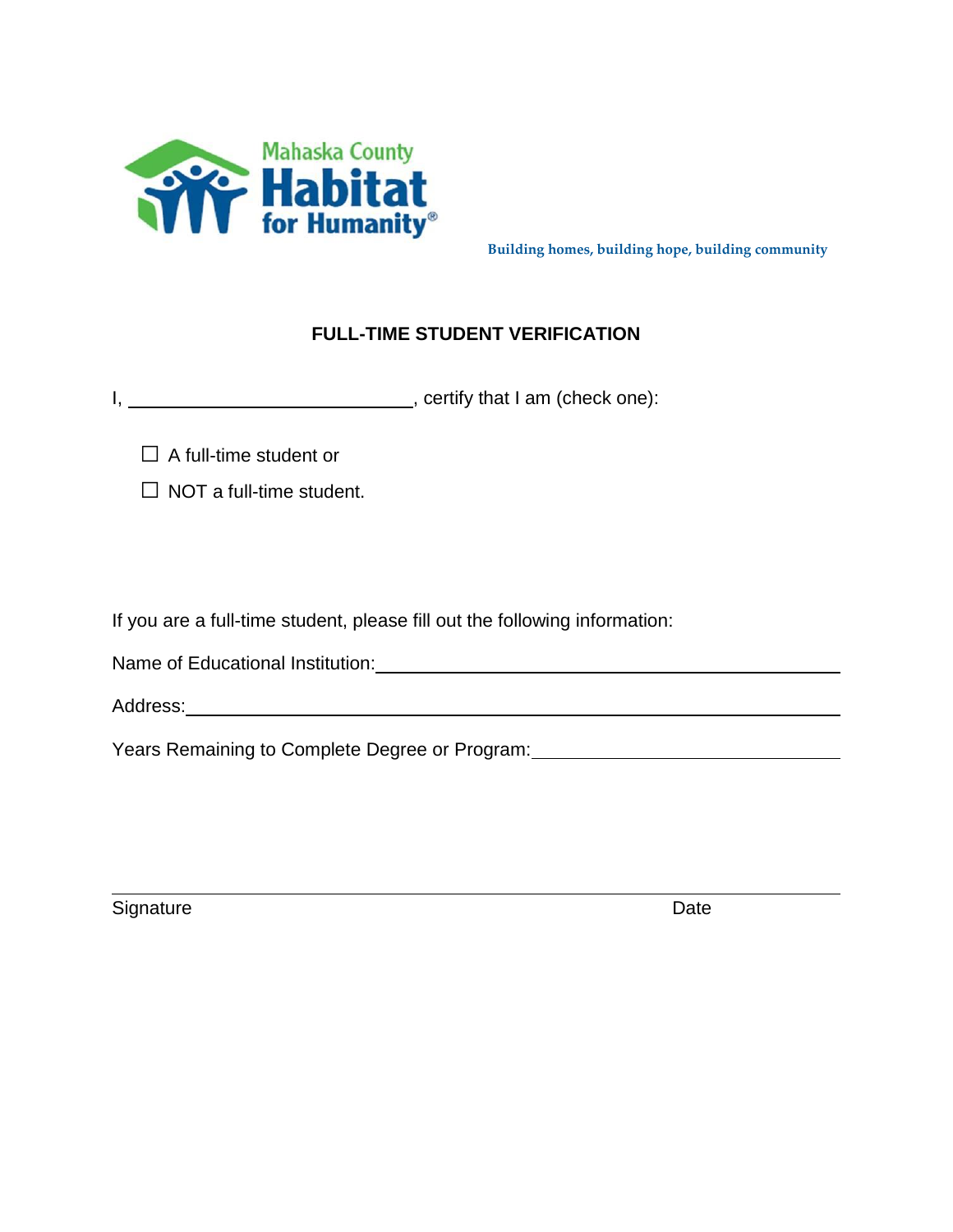Mahaska County Habitat for Humanity®

Building homes, building hope, building community

## FULL-TIME STUDENT VERIFICATION

I, ______________________________, certify that I am (check one):

☐ A full-time student or

☐ NOT a full-time student.

If you are a full-time student, please fill out the following information:

Name of Educational Institution: ____________________________________________

Address: ____________________________________________________________

Years Remaining to Complete Degree or Program: ___________________________

_____________________________________________________________________

Signature                                                                                    Date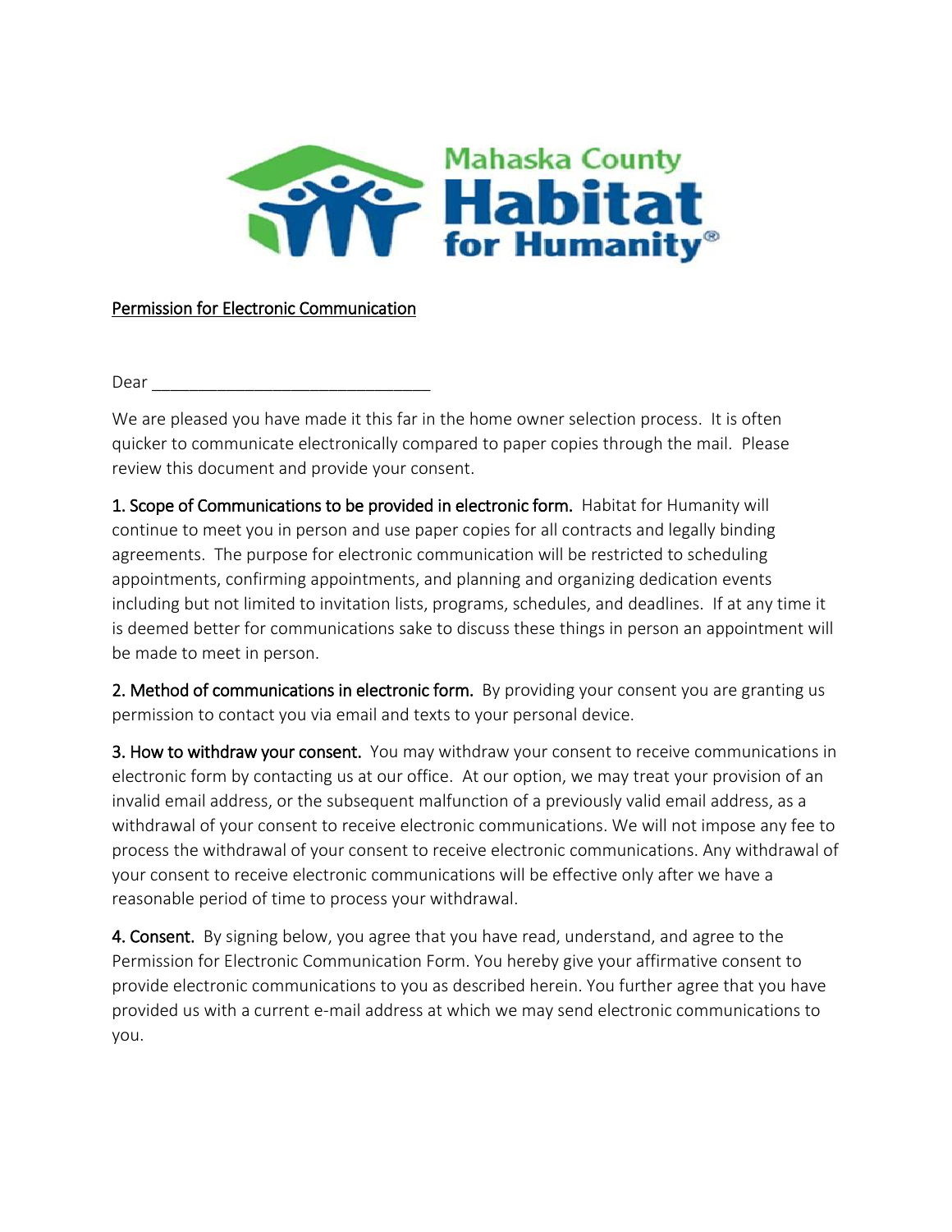Mahaska County Habitat for Humanity®

Permission for Electronic Communication

Dear ______________________________

We are pleased you have made it this far in the home owner selection process. It is often quicker to communicate electronically compared to paper copies through the mail. Please review this document and provide your consent.

**1. Scope of Communications to be provided in electronic form.** Habitat for Humanity will continue to meet you in person and use paper copies for all contracts and legally binding agreements. The purpose for electronic communication will be restricted to scheduling appointments, confirming appointments, and planning and organizing dedication events including but not limited to invitation lists, programs, schedules, and deadlines. If at any time it is deemed better for communications sake to discuss these things in person an appointment will be made to meet in person.

**2. Method of communications in electronic form.** By providing your consent you are granting us permission to contact you via email and texts to your personal device.

**3. How to withdraw your consent.** You may withdraw your consent to receive communications in electronic form by contacting us at our office. At our option, we may treat your provision of an invalid email address, or the subsequent malfunction of a previously valid email address, as a withdrawal of your consent to receive electronic communications. We will not impose any fee to process the withdrawal of your consent to receive electronic communications. Any withdrawal of your consent to receive electronic communications will be effective only after we have a reasonable period of time to process your withdrawal.

**4. Consent.** By signing below, you agree that you have read, understand, and agree to the Permission for Electronic Communication Form. You hereby give your affirmative consent to provide electronic communications to you as described herein. You further agree that you have provided us with a current e-mail address at which we may send electronic communications to you.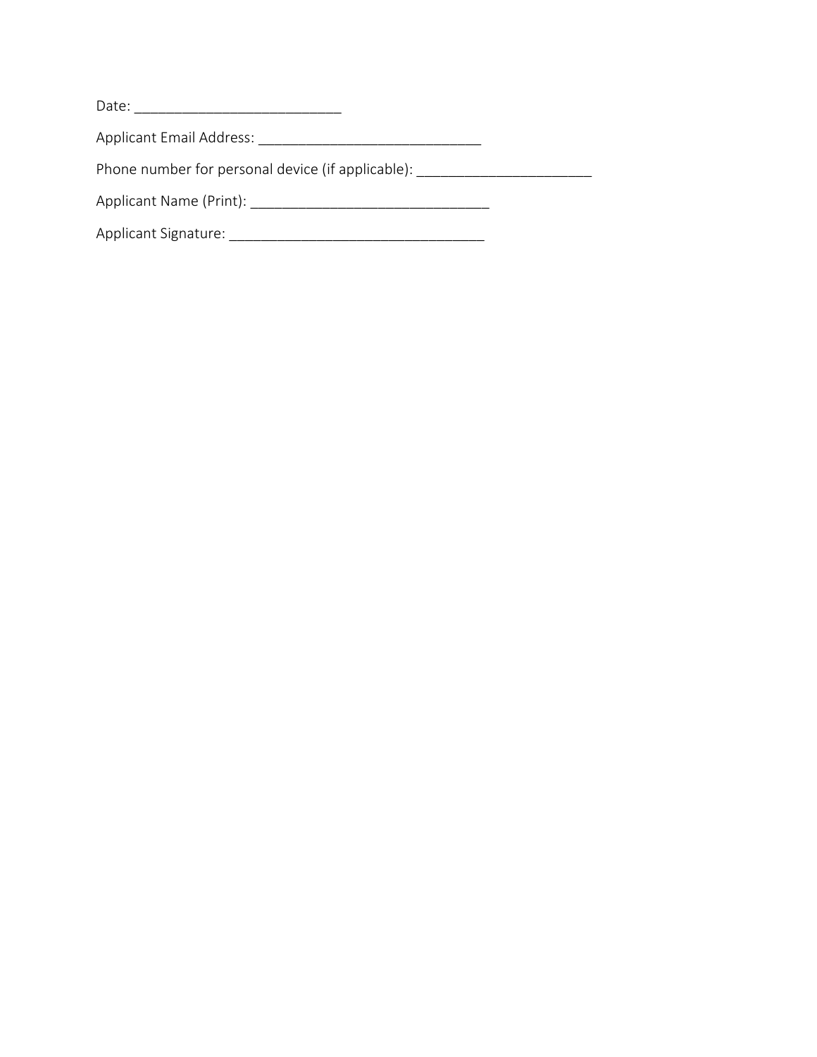Date: ___________________________

Applicant Email Address: _____________________________

Phone number for personal device (if applicable): _______________________

Applicant Name (Print): _______________________________

Applicant Signature: _________________________________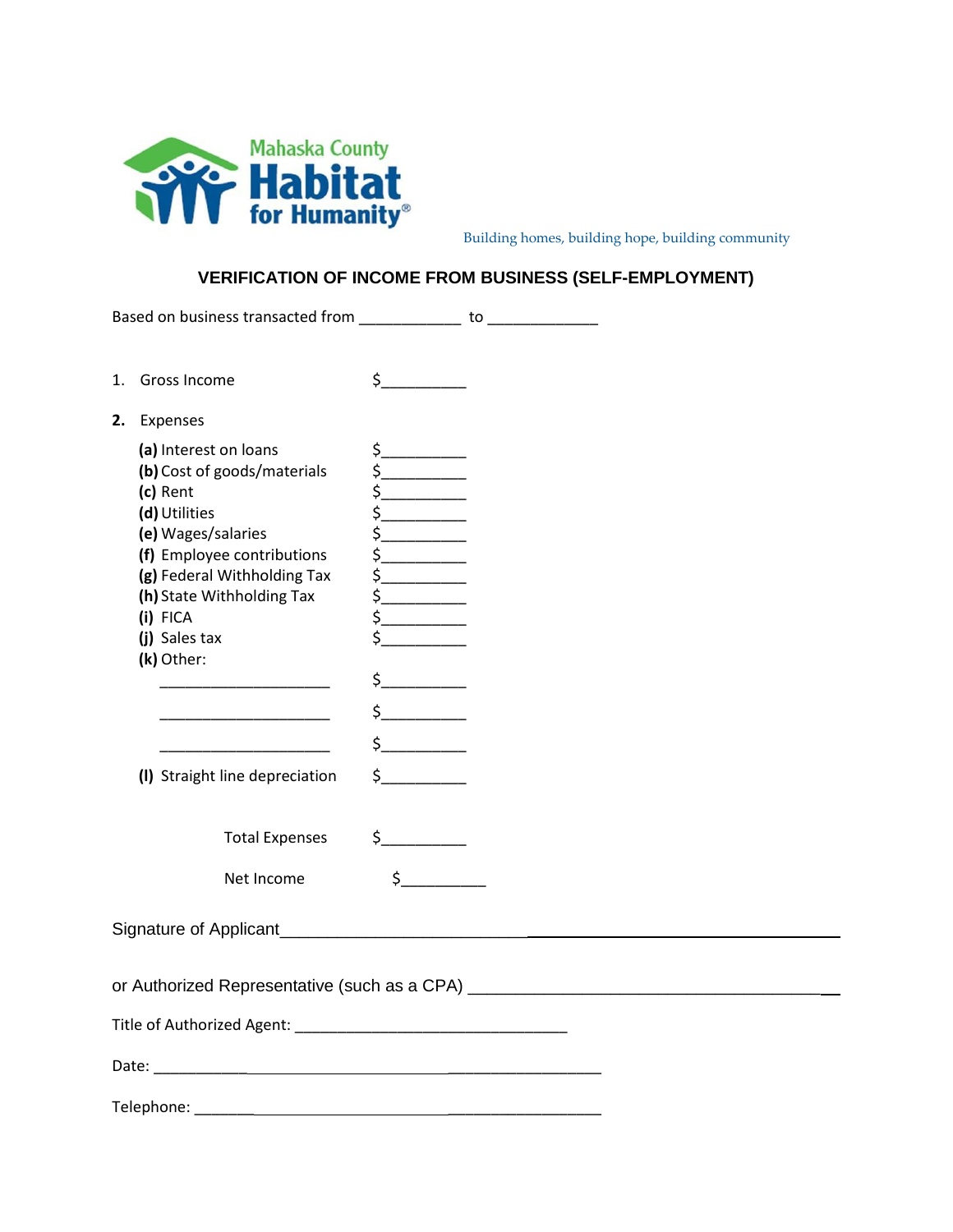Mahaska County
Habitat
for Humanity®

Building homes, building hope, building community

## VERIFICATION OF INCOME FROM BUSINESS (SELF-EMPLOYMENT)

Based on business transacted from ____________ to _____________

1. Gross Income $__________

**2.** Expenses

**(a)** Interest on loans $__________
**(b)** Cost of goods/materials $__________
**(c)** Rent $__________
**(d)** Utilities $__________
**(e)** Wages/salaries $__________
**(f)** Employee contributions $__________
**(g)** Federal Withholding Tax $__________
**(h)** State Withholding Tax $__________
**(i)** FICA $__________
**(j)** Sales tax $__________
**(k)** Other:
_____________________ $__________
_____________________ $__________
_____________________ $__________
**(l)** Straight line depreciation $__________

Total Expenses $__________

Net Income $__________

Signature of Applicant_____________________________________________________________

or Authorized Representative (such as a CPA) ____________________________________________

Title of Authorized Agent: _________________________________

Date: _____________________________________________________________

Telephone: _________________________________________________________